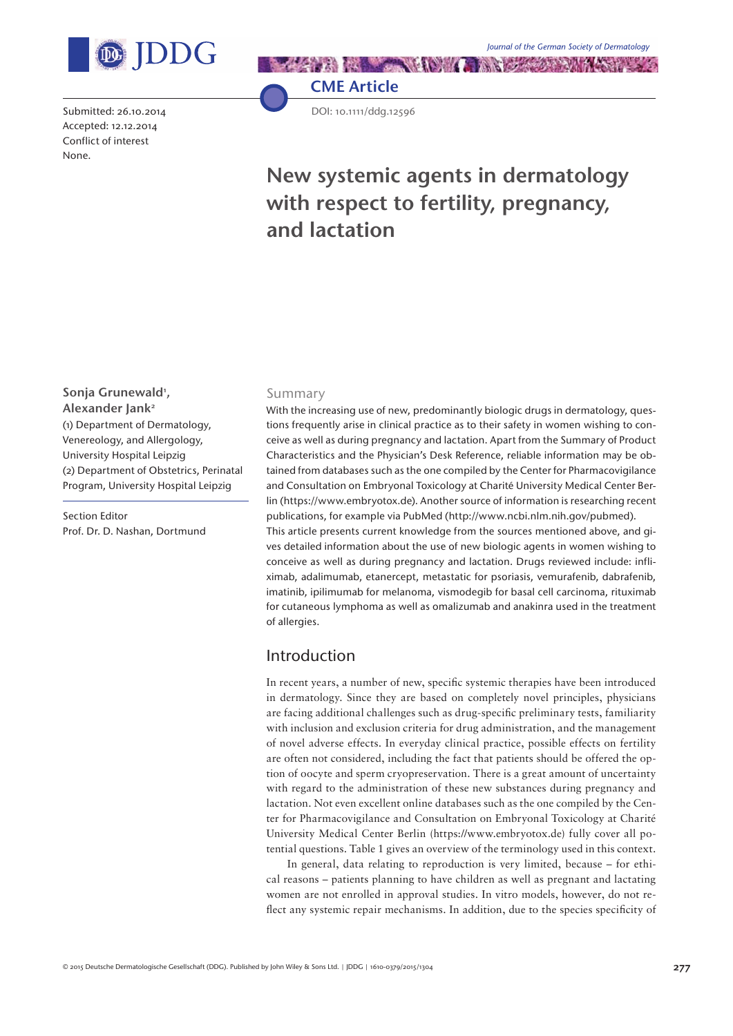CME Article

DOI: 10.1111/ddg.12596

Submitted: 26.10.2014
Accepted: 12.12.2014
Conflict of interest
None.

# New systemic agents in dermatology with respect to fertility, pregnancy, and lactation

**Sonja Grunewald[1], Alexander Jank[2]**

(1) Department of Dermatology, Venereology, and Allergology, University Hospital Leipzig
(2) Department of Obstetrics, Perinatal Program, University Hospital Leipzig

Section Editor
Prof. Dr. D. Nashan, Dortmund

## Summary

With the increasing use of new, predominantly biologic drugs in dermatology, questions frequently arise in clinical practice as to their safety in women wishing to conceive as well as during pregnancy and lactation. Apart from the Summary of Product Characteristics and the Physician's Desk Reference, reliable information may be obtained from databases such as the one compiled by the Center for Pharmacovigilance and Consultation on Embryonal Toxicology at Charité University Medical Center Berlin (https://www.embryotox.de). Another source of information is researching recent publications, for example via PubMed (http://www.ncbi.nlm.nih.gov/pubmed).

This article presents current knowledge from the sources mentioned above, and gives detailed information about the use of new biologic agents in women wishing to conceive as well as during pregnancy and lactation. Drugs reviewed include: infliximab, adalimumab, etanercept, metastatic for psoriasis, vemurafenib, dabrafenib, imatinib, ipilimumab for melanoma, vismodegib for basal cell carcinoma, rituximab for cutaneous lymphoma as well as omalizumab and anakinra used in the treatment of allergies.

## Introduction

In recent years, a number of new, specific systemic therapies have been introduced in dermatology. Since they are based on completely novel principles, physicians are facing additional challenges such as drug-specific preliminary tests, familiarity with inclusion and exclusion criteria for drug administration, and the management of novel adverse effects. In everyday clinical practice, possible effects on fertility are often not considered, including the fact that patients should be offered the option of oocyte and sperm cryopreservation. There is a great amount of uncertainty with regard to the administration of these new substances during pregnancy and lactation. Not even excellent online databases such as the one compiled by the Center for Pharmacovigilance and Consultation on Embryonal Toxicology at Charité University Medical Center Berlin (https://www.embryotox.de) fully cover all potential questions. Table 1 gives an overview of the terminology used in this context.

In general, data relating to reproduction is very limited, because – for ethical reasons – patients planning to have children as well as pregnant and lactating women are not enrolled in approval studies. In vitro models, however, do not reflect any systemic repair mechanisms. In addition, due to the species specificity of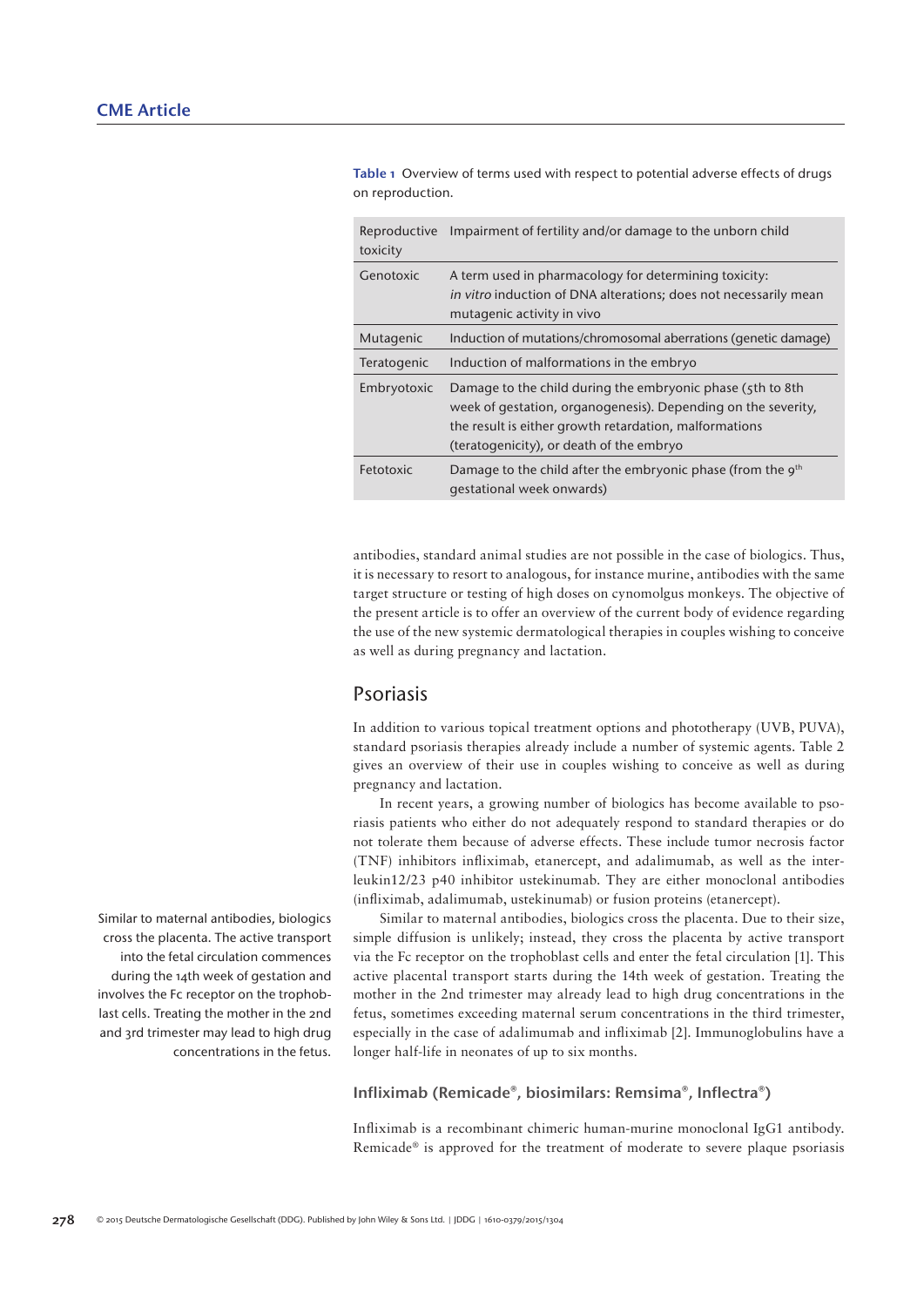Table 1 Overview of terms used with respect to potential adverse effects of drugs on reproduction.

| | |
|---|---|
| Reproductive toxicity | Impairment of fertility and/or damage to the unborn child |
| Genotoxic | A term used in pharmacology for determining toxicity: *in vitro* induction of DNA alterations; does not necessarily mean mutagenic activity in vivo |
| Mutagenic | Induction of mutations/chromosomal aberrations (genetic damage) |
| Teratogenic | Induction of malformations in the embryo |
| Embryotoxic | Damage to the child during the embryonic phase (5th to 8th week of gestation, organogenesis). Depending on the severity, the result is either growth retardation, malformations (teratogenicity), or death of the embryo |
| Fetotoxic | Damage to the child after the embryonic phase (from the 9th gestational week onwards) |

antibodies, standard animal studies are not possible in the case of biologics. Thus, it is necessary to resort to analogous, for instance murine, antibodies with the same target structure or testing of high doses on cynomolgus monkeys. The objective of the present article is to offer an overview of the current body of evidence regarding the use of the new systemic dermatological therapies in couples wishing to conceive as well as during pregnancy and lactation.

## Psoriasis

In addition to various topical treatment options and phototherapy (UVB, PUVA), standard psoriasis therapies already include a number of systemic agents. Table 2 gives an overview of their use in couples wishing to conceive as well as during pregnancy and lactation.

In recent years, a growing number of biologics has become available to psoriasis patients who either do not adequately respond to standard therapies or do not tolerate them because of adverse effects. These include tumor necrosis factor (TNF) inhibitors infliximab, etanercept, and adalimumab, as well as the interleukin12/23 p40 inhibitor ustekinumab. They are either monoclonal antibodies (infliximab, adalimumab, ustekinumab) or fusion proteins (etanercept).

Similar to maternal antibodies, biologics cross the placenta. The active transport into the fetal circulation commences during the 14th week of gestation and involves the Fc receptor on the trophoblast cells. Treating the mother in the 2nd and 3rd trimester may lead to high drug concentrations in the fetus.

Similar to maternal antibodies, biologics cross the placenta. Due to their size, simple diffusion is unlikely; instead, they cross the placenta by active transport via the Fc receptor on the trophoblast cells and enter the fetal circulation [1]. This active placental transport starts during the 14th week of gestation. Treating the mother in the 2nd trimester may already lead to high drug concentrations in the fetus, sometimes exceeding maternal serum concentrations in the third trimester, especially in the case of adalimumab and infliximab [2]. Immunoglobulins have a longer half-life in neonates of up to six months.

### Infliximab (Remicade®, biosimilars: Remsima®, Inflectra®)

Infliximab is a recombinant chimeric human-murine monoclonal IgG1 antibody. Remicade® is approved for the treatment of moderate to severe plaque psoriasis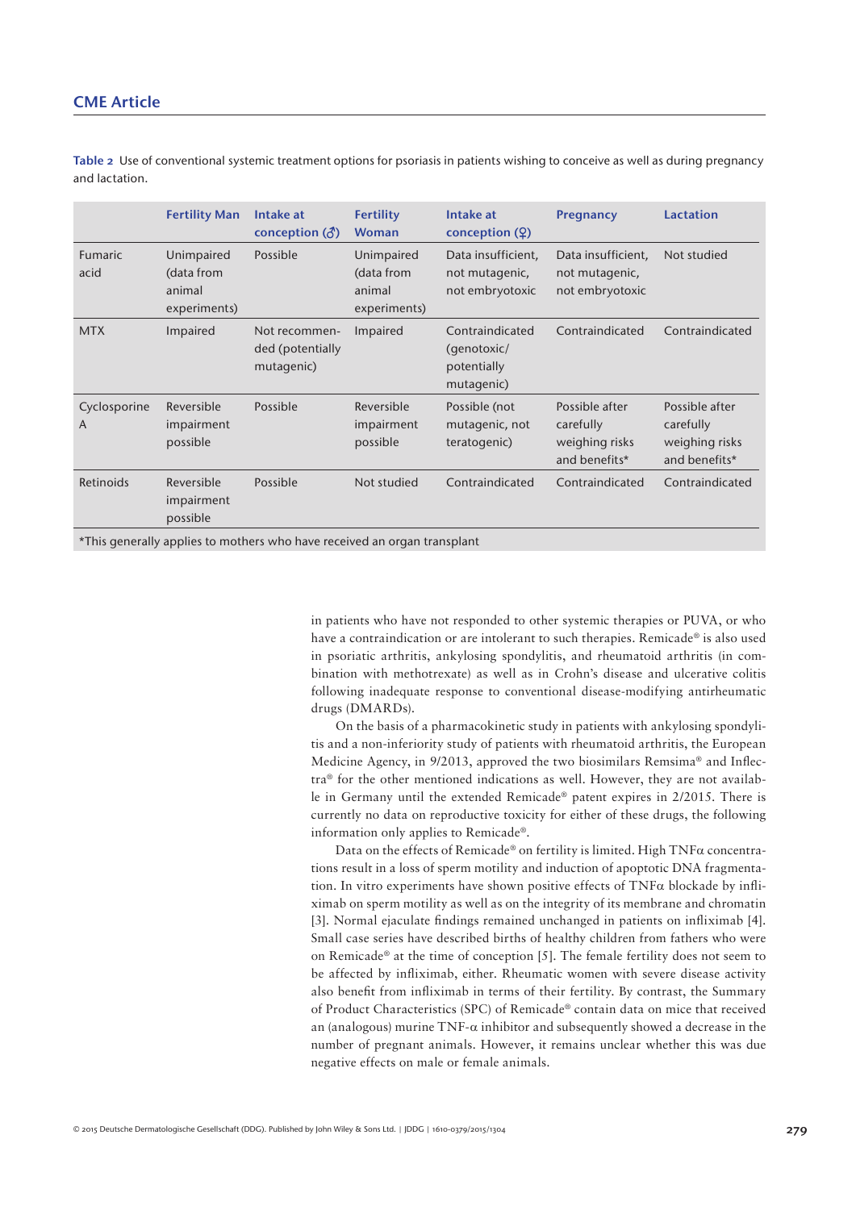**Table 2** Use of conventional systemic treatment options for psoriasis in patients wishing to conceive as well as during pregnancy and lactation.

| | Fertility Man | Intake at conception (♂) | Fertility Woman | Intake at conception (♀) | Pregnancy | Lactation |
|---|---|---|---|---|---|---|
| Fumaric acid | Unimpaired (data from animal experiments) | Possible | Unimpaired (data from animal experiments) | Data insufficient, not mutagenic, not embryotoxic | Data insufficient, not mutagenic, not embryotoxic | Not studied |
| MTX | Impaired | Not recommended (potentially mutagenic) | Impaired | Contraindicated (genotoxic/ potentially mutagenic) | Contraindicated | Contraindicated |
| Cyclosporine A | Reversible impairment possible | Possible | Reversible impairment possible | Possible (not mutagenic, not teratogenic) | Possible after carefully weighing risks and benefits* | Possible after carefully weighing risks and benefits* |
| Retinoids | Reversible impairment possible | Possible | Not studied | Contraindicated | Contraindicated | Contraindicated |

*This generally applies to mothers who have received an organ transplant

in patients who have not responded to other systemic therapies or PUVA, or who have a contraindication or are intolerant to such therapies. Remicade® is also used in psoriatic arthritis, ankylosing spondylitis, and rheumatoid arthritis (in combination with methotrexate) as well as in Crohn's disease and ulcerative colitis following inadequate response to conventional disease-modifying antirheumatic drugs (DMARDs).

On the basis of a pharmacokinetic study in patients with ankylosing spondylitis and a non-inferiority study of patients with rheumatoid arthritis, the European Medicine Agency, in 9/2013, approved the two biosimilars Remsima® and Inflectra® for the other mentioned indications as well. However, they are not available in Germany until the extended Remicade® patent expires in 2/2015. There is currently no data on reproductive toxicity for either of these drugs, the following information only applies to Remicade®.

Data on the effects of Remicade® on fertility is limited. High TNFα concentrations result in a loss of sperm motility and induction of apoptotic DNA fragmentation. In vitro experiments have shown positive effects of TNFα blockade by infliximab on sperm motility as well as on the integrity of its membrane and chromatin [3]. Normal ejaculate findings remained unchanged in patients on infliximab [4]. Small case series have described births of healthy children from fathers who were on Remicade® at the time of conception [5]. The female fertility does not seem to be affected by infliximab, either. Rheumatic women with severe disease activity also benefit from infliximab in terms of their fertility. By contrast, the Summary of Product Characteristics (SPC) of Remicade® contain data on mice that received an (analogous) murine TNF-α inhibitor and subsequently showed a decrease in the number of pregnant animals. However, it remains unclear whether this was due negative effects on male or female animals.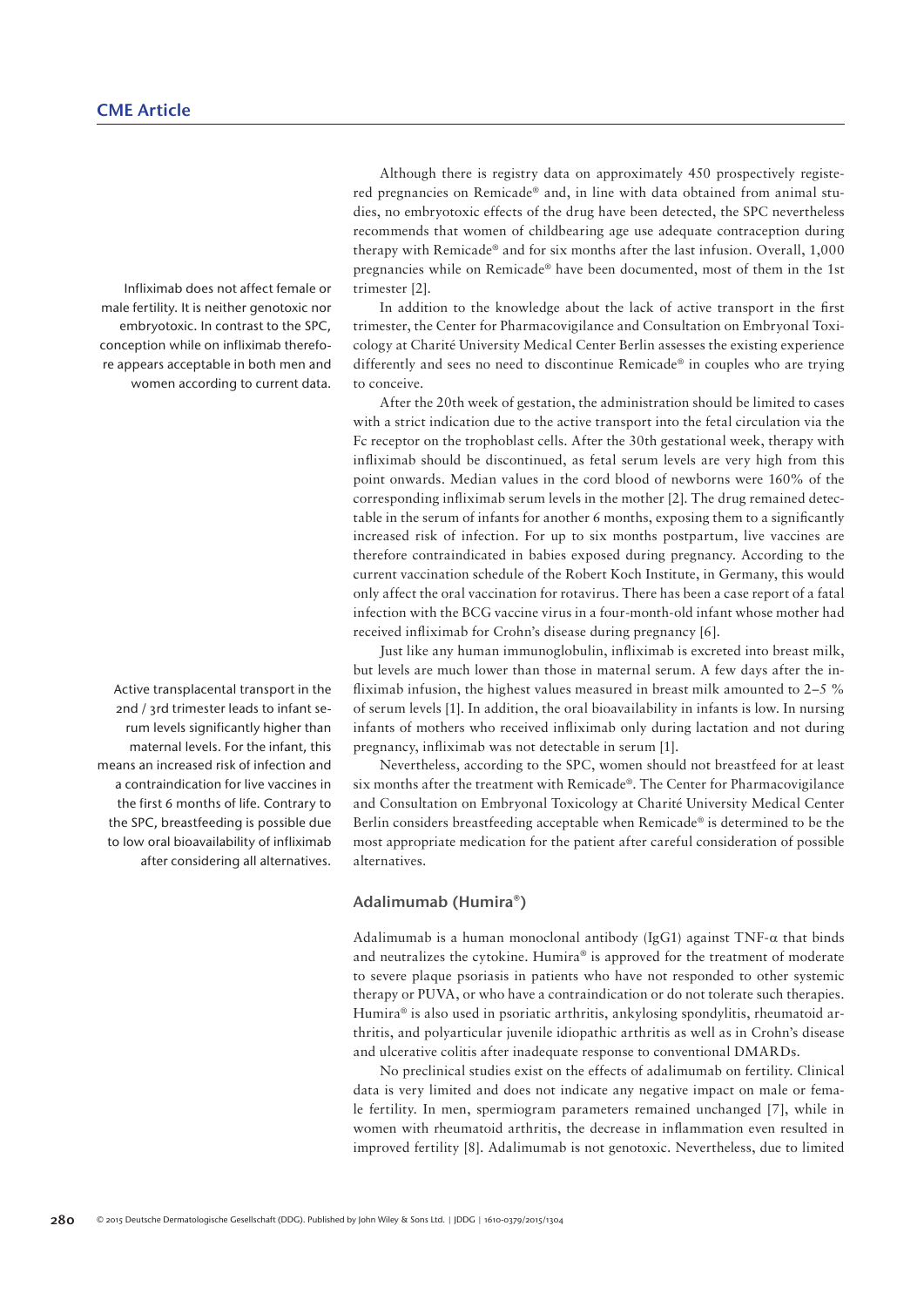Although there is registry data on approximately 450 prospectively registered pregnancies on Remicade® and, in line with data obtained from animal studies, no embryotoxic effects of the drug have been detected, the SPC nevertheless recommends that women of childbearing age use adequate contraception during therapy with Remicade® and for six months after the last infusion. Overall, 1,000 pregnancies while on Remicade® have been documented, most of them in the 1st trimester [2].

Infliximab does not affect female or male fertility. It is neither genotoxic nor embryotoxic. In contrast to the SPC, conception while on infliximab therefore appears acceptable in both men and women according to current data.

In addition to the knowledge about the lack of active transport in the first trimester, the Center for Pharmacovigilance and Consultation on Embryonal Toxicology at Charité University Medical Center Berlin assesses the existing experience differently and sees no need to discontinue Remicade® in couples who are trying to conceive.

After the 20th week of gestation, the administration should be limited to cases with a strict indication due to the active transport into the fetal circulation via the Fc receptor on the trophoblast cells. After the 30th gestational week, therapy with infliximab should be discontinued, as fetal serum levels are very high from this point onwards. Median values in the cord blood of newborns were 160% of the corresponding infliximab serum levels in the mother [2]. The drug remained detectable in the serum of infants for another 6 months, exposing them to a significantly increased risk of infection. For up to six months postpartum, live vaccines are therefore contraindicated in babies exposed during pregnancy. According to the current vaccination schedule of the Robert Koch Institute, in Germany, this would only affect the oral vaccination for rotavirus. There has been a case report of a fatal infection with the BCG vaccine virus in a four-month-old infant whose mother had received infliximab for Crohn's disease during pregnancy [6].

Active transplacental transport in the 2nd / 3rd trimester leads to infant serum levels significantly higher than maternal levels. For the infant, this means an increased risk of infection and a contraindication for live vaccines in the first 6 months of life. Contrary to the SPC, breastfeeding is possible due to low oral bioavailability of infliximab after considering all alternatives.

Just like any human immunoglobulin, infliximab is excreted into breast milk, but levels are much lower than those in maternal serum. A few days after the infliximab infusion, the highest values measured in breast milk amounted to 2–5 % of serum levels [1]. In addition, the oral bioavailability in infants is low. In nursing infants of mothers who received infliximab only during lactation and not during pregnancy, infliximab was not detectable in serum [1].

Nevertheless, according to the SPC, women should not breastfeed for at least six months after the treatment with Remicade®. The Center for Pharmacovigilance and Consultation on Embryonal Toxicology at Charité University Medical Center Berlin considers breastfeeding acceptable when Remicade® is determined to be the most appropriate medication for the patient after careful consideration of possible alternatives.

### Adalimumab (Humira®)

Adalimumab is a human monoclonal antibody (IgG1) against TNF-$\alpha$ that binds and neutralizes the cytokine. Humira® is approved for the treatment of moderate to severe plaque psoriasis in patients who have not responded to other systemic therapy or PUVA, or who have a contraindication or do not tolerate such therapies. Humira® is also used in psoriatic arthritis, ankylosing spondylitis, rheumatoid arthritis, and polyarticular juvenile idiopathic arthritis as well as in Crohn's disease and ulcerative colitis after inadequate response to conventional DMARDs.

No preclinical studies exist on the effects of adalimumab on fertility. Clinical data is very limited and does not indicate any negative impact on male or female fertility. In men, spermiogram parameters remained unchanged [7], while in women with rheumatoid arthritis, the decrease in inflammation even resulted in improved fertility [8]. Adalimumab is not genotoxic. Nevertheless, due to limited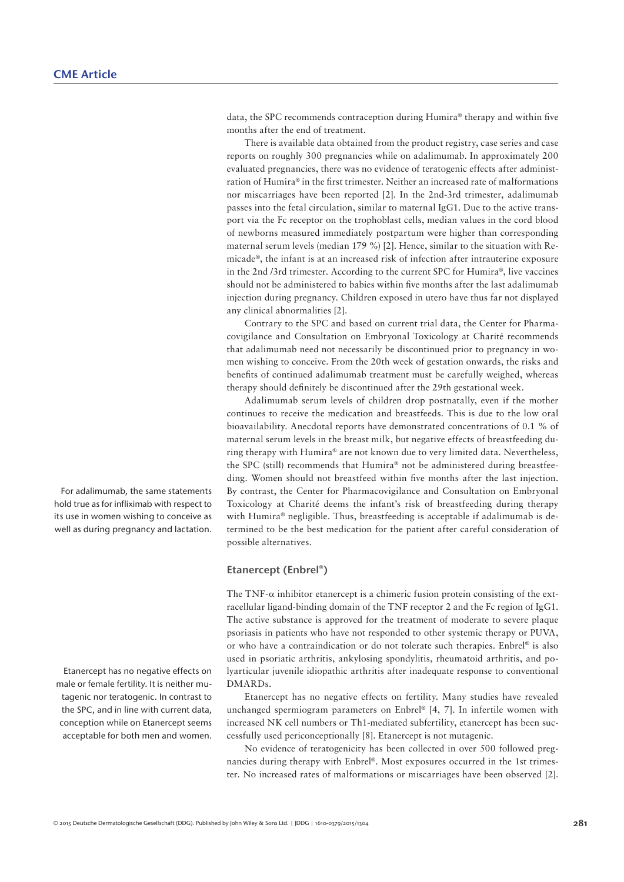data, the SPC recommends contraception during Humira® therapy and within five months after the end of treatment.

There is available data obtained from the product registry, case series and case reports on roughly 300 pregnancies while on adalimumab. In approximately 200 evaluated pregnancies, there was no evidence of teratogenic effects after administration of Humira® in the first trimester. Neither an increased rate of malformations nor miscarriages have been reported [2]. In the 2nd-3rd trimester, adalimumab passes into the fetal circulation, similar to maternal IgG1. Due to the active transport via the Fc receptor on the trophoblast cells, median values in the cord blood of newborns measured immediately postpartum were higher than corresponding maternal serum levels (median 179 %) [2]. Hence, similar to the situation with Remicade®, the infant is at an increased risk of infection after intrauterine exposure in the 2nd /3rd trimester. According to the current SPC for Humira®, live vaccines should not be administered to babies within five months after the last adalimumab injection during pregnancy. Children exposed in utero have thus far not displayed any clinical abnormalities [2].

Contrary to the SPC and based on current trial data, the Center for Pharmacovigilance and Consultation on Embryonal Toxicology at Charité recommends that adalimumab need not necessarily be discontinued prior to pregnancy in women wishing to conceive. From the 20th week of gestation onwards, the risks and benefits of continued adalimumab treatment must be carefully weighed, whereas therapy should definitely be discontinued after the 29th gestational week.

Adalimumab serum levels of children drop postnatally, even if the mother continues to receive the medication and breastfeeds. This is due to the low oral bioavailability. Anecdotal reports have demonstrated concentrations of 0.1 % of maternal serum levels in the breast milk, but negative effects of breastfeeding during therapy with Humira® are not known due to very limited data. Nevertheless, the SPC (still) recommends that Humira® not be administered during breastfeeding. Women should not breastfeed within five months after the last injection. By contrast, the Center for Pharmacovigilance and Consultation on Embryonal Toxicology at Charité deems the infant's risk of breastfeeding during therapy with Humira® negligible. Thus, breastfeeding is acceptable if adalimumab is determined to be the best medication for the patient after careful consideration of possible alternatives.

For adalimumab, the same statements hold true as for infliximab with respect to its use in women wishing to conceive as well as during pregnancy and lactation.

### Etanercept (Enbrel®)

The TNF-α inhibitor etanercept is a chimeric fusion protein consisting of the extracellular ligand-binding domain of the TNF receptor 2 and the Fc region of IgG1. The active substance is approved for the treatment of moderate to severe plaque psoriasis in patients who have not responded to other systemic therapy or PUVA, or who have a contraindication or do not tolerate such therapies. Enbrel® is also used in psoriatic arthritis, ankylosing spondylitis, rheumatoid arthritis, and polyarticular juvenile idiopathic arthritis after inadequate response to conventional DMARDs.

Etanercept has no negative effects on male or female fertility. It is neither mutagenic nor teratogenic. In contrast to the SPC, and in line with current data, conception while on Etanercept seems acceptable for both men and women.

Etanercept has no negative effects on fertility. Many studies have revealed unchanged spermiogram parameters on Enbrel® [4, 7]. In infertile women with increased NK cell numbers or Th1-mediated subfertility, etanercept has been successfully used periconceptionally [8]. Etanercept is not mutagenic.

No evidence of teratogenicity has been collected in over 500 followed pregnancies during therapy with Enbrel®. Most exposures occurred in the 1st trimester. No increased rates of malformations or miscarriages have been observed [2].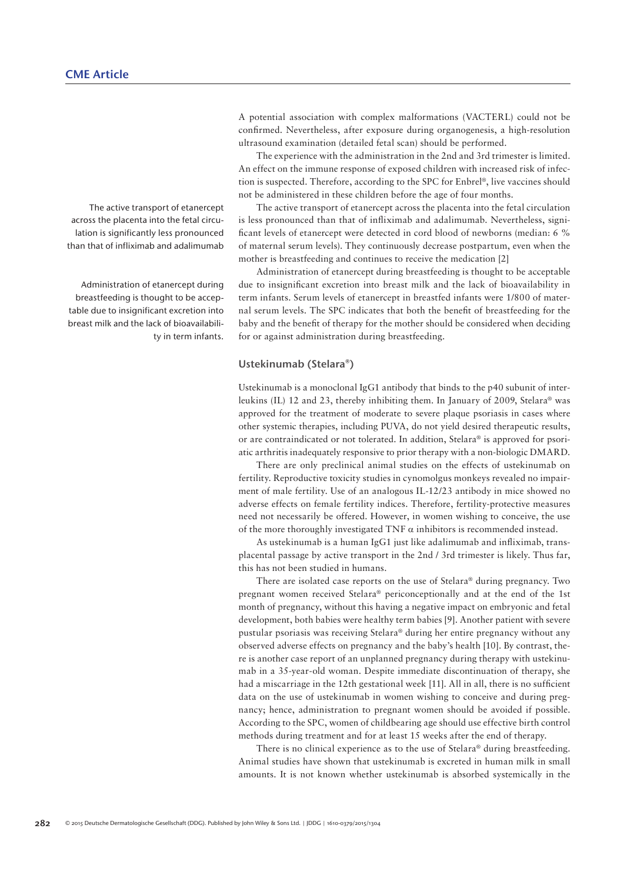A potential association with complex malformations (VACTERL) could not be confirmed. Nevertheless, after exposure during organogenesis, a high-resolution ultrasound examination (detailed fetal scan) should be performed.

The experience with the administration in the 2nd and 3rd trimester is limited. An effect on the immune response of exposed children with increased risk of infection is suspected. Therefore, according to the SPC for Enbrel®, live vaccines should not be administered in these children before the age of four months.

The active transport of etanercept across the placenta into the fetal circulation is significantly less pronounced than that of infliximab and adalimumab

The active transport of etanercept across the placenta into the fetal circulation is less pronounced than that of infliximab and adalimumab. Nevertheless, significant levels of etanercept were detected in cord blood of newborns (median: 6 % of maternal serum levels). They continuously decrease postpartum, even when the mother is breastfeeding and continues to receive the medication [2]

Administration of etanercept during breastfeeding is thought to be acceptable due to insignificant excretion into breast milk and the lack of bioavailability in term infants.

Administration of etanercept during breastfeeding is thought to be acceptable due to insignificant excretion into breast milk and the lack of bioavailability in term infants. Serum levels of etanercept in breastfed infants were 1/800 of maternal serum levels. The SPC indicates that both the benefit of breastfeeding for the baby and the benefit of therapy for the mother should be considered when deciding for or against administration during breastfeeding.

## Ustekinumab (Stelara®)

Ustekinumab is a monoclonal IgG1 antibody that binds to the p40 subunit of interleukins (IL) 12 and 23, thereby inhibiting them. In January of 2009, Stelara® was approved for the treatment of moderate to severe plaque psoriasis in cases where other systemic therapies, including PUVA, do not yield desired therapeutic results, or are contraindicated or not tolerated. In addition, Stelara® is approved for psoriatic arthritis inadequately responsive to prior therapy with a non-biologic DMARD.

There are only preclinical animal studies on the effects of ustekinumab on fertility. Reproductive toxicity studies in cynomolgus monkeys revealed no impairment of male fertility. Use of an analogous IL-12/23 antibody in mice showed no adverse effects on female fertility indices. Therefore, fertility-protective measures need not necessarily be offered. However, in women wishing to conceive, the use of the more thoroughly investigated TNF $\alpha$ inhibitors is recommended instead.

As ustekinumab is a human IgG1 just like adalimumab and infliximab, transplacental passage by active transport in the 2nd / 3rd trimester is likely. Thus far, this has not been studied in humans.

There are isolated case reports on the use of Stelara® during pregnancy. Two pregnant women received Stelara® periconceptionally and at the end of the 1st month of pregnancy, without this having a negative impact on embryonic and fetal development, both babies were healthy term babies [9]. Another patient with severe pustular psoriasis was receiving Stelara® during her entire pregnancy without any observed adverse effects on pregnancy and the baby's health [10]. By contrast, there is another case report of an unplanned pregnancy during therapy with ustekinumab in a 35-year-old woman. Despite immediate discontinuation of therapy, she had a miscarriage in the 12th gestational week [11]. All in all, there is no sufficient data on the use of ustekinumab in women wishing to conceive and during pregnancy; hence, administration to pregnant women should be avoided if possible. According to the SPC, women of childbearing age should use effective birth control methods during treatment and for at least 15 weeks after the end of therapy.

There is no clinical experience as to the use of Stelara® during breastfeeding. Animal studies have shown that ustekinumab is excreted in human milk in small amounts. It is not known whether ustekinumab is absorbed systemically in the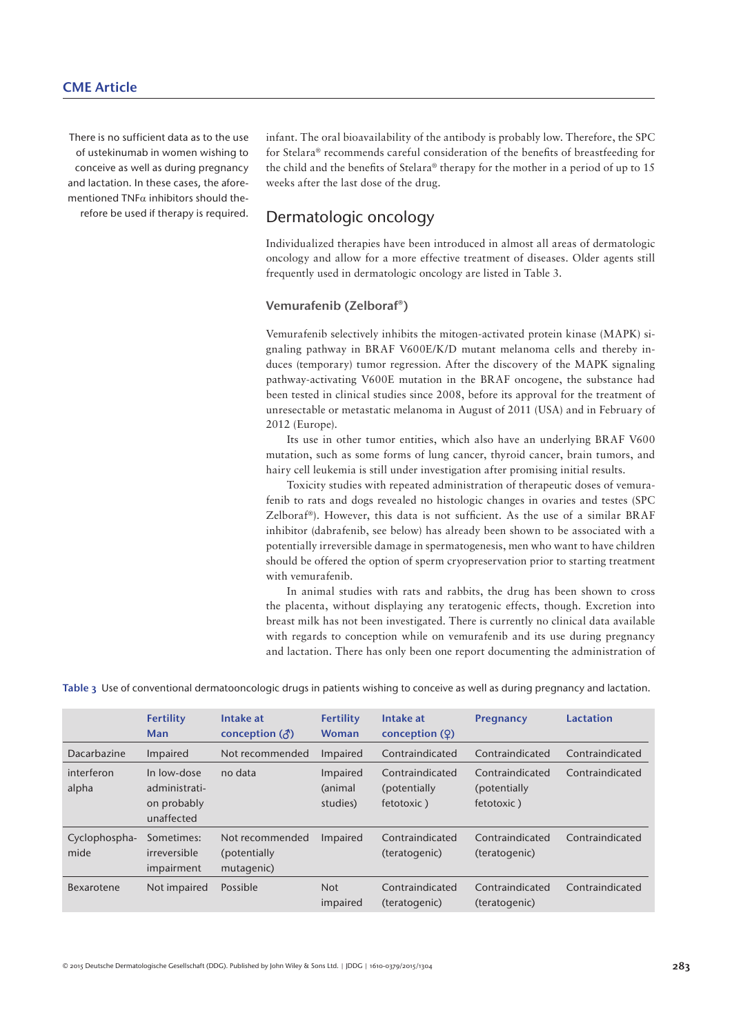There is no sufficient data as to the use of ustekinumab in women wishing to conceive as well as during pregnancy and lactation. In these cases, the aforementioned TNFα inhibitors should therefore be used if therapy is required.

infant. The oral bioavailability of the antibody is probably low. Therefore, the SPC for Stelara® recommends careful consideration of the benefits of breastfeeding for the child and the benefits of Stelara® therapy for the mother in a period of up to 15 weeks after the last dose of the drug.

## Dermatologic oncology

Individualized therapies have been introduced in almost all areas of dermatologic oncology and allow for a more effective treatment of diseases. Older agents still frequently used in dermatologic oncology are listed in Table 3.

### Vemurafenib (Zelboraf®)

Vemurafenib selectively inhibits the mitogen-activated protein kinase (MAPK) signaling pathway in BRAF V600E/K/D mutant melanoma cells and thereby induces (temporary) tumor regression. After the discovery of the MAPK signaling pathway-activating V600E mutation in the BRAF oncogene, the substance had been tested in clinical studies since 2008, before its approval for the treatment of unresectable or metastatic melanoma in August of 2011 (USA) and in February of 2012 (Europe).

Its use in other tumor entities, which also have an underlying BRAF V600 mutation, such as some forms of lung cancer, thyroid cancer, brain tumors, and hairy cell leukemia is still under investigation after promising initial results.

Toxicity studies with repeated administration of therapeutic doses of vemurafenib to rats and dogs revealed no histologic changes in ovaries and testes (SPC Zelboraf®). However, this data is not sufficient. As the use of a similar BRAF inhibitor (dabrafenib, see below) has already been shown to be associated with a potentially irreversible damage in spermatogenesis, men who want to have children should be offered the option of sperm cryopreservation prior to starting treatment with vemurafenib.

In animal studies with rats and rabbits, the drug has been shown to cross the placenta, without displaying any teratogenic effects, though. Excretion into breast milk has not been investigated. There is currently no clinical data available with regards to conception while on vemurafenib and its use during pregnancy and lactation. There has only been one report documenting the administration of

**Table 3** Use of conventional dermatooncologic drugs in patients wishing to conceive as well as during pregnancy and lactation.

| | Fertility Man | Intake at conception (♂) | Fertility Woman | Intake at conception (♀) | Pregnancy | Lactation |
|---|---|---|---|---|---|---|
| Dacarbazine | Impaired | Not recommended | Impaired | Contraindicated | Contraindicated | Contraindicated |
| interferon alpha | In low-dose administration probably unaffected | no data | Impaired (animal studies) | Contraindicated (potentially fetotoxic ) | Contraindicated (potentially fetotoxic ) | Contraindicated |
| Cyclophosphamide | Sometimes: irreversible impairment | Not recommended (potentially mutagenic) | Impaired | Contraindicated (teratogenic) | Contraindicated (teratogenic) | Contraindicated |
| Bexarotene | Not impaired | Possible | Not impaired | Contraindicated (teratogenic) | Contraindicated (teratogenic) | Contraindicated |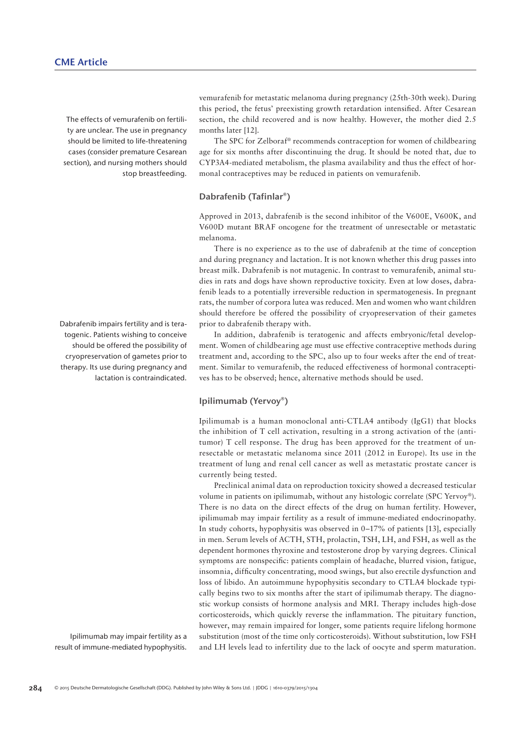vemurafenib for metastatic melanoma during pregnancy (25th-30th week). During this period, the fetus' preexisting growth retardation intensified. After Cesarean section, the child recovered and is now healthy. However, the mother died 2.5 months later [12].

The SPC for Zelboraf® recommends contraception for women of childbearing age for six months after discontinuing the drug. It should be noted that, due to CYP3A4-mediated metabolism, the plasma availability and thus the effect of hormonal contraceptives may be reduced in patients on vemurafenib.

The effects of vemurafenib on fertility are unclear. The use in pregnancy should be limited to life-threatening cases (consider premature Cesarean section), and nursing mothers should stop breastfeeding.

### Dabrafenib (Tafinlar®)

Approved in 2013, dabrafenib is the second inhibitor of the V600E, V600K, and V600D mutant BRAF oncogene for the treatment of unresectable or metastatic melanoma.

There is no experience as to the use of dabrafenib at the time of conception and during pregnancy and lactation. It is not known whether this drug passes into breast milk. Dabrafenib is not mutagenic. In contrast to vemurafenib, animal studies in rats and dogs have shown reproductive toxicity. Even at low doses, dabrafenib leads to a potentially irreversible reduction in spermatogenesis. In pregnant rats, the number of corpora lutea was reduced. Men and women who want children should therefore be offered the possibility of cryopreservation of their gametes prior to dabrafenib therapy with.

In addition, dabrafenib is teratogenic and affects embryonic/fetal development. Women of childbearing age must use effective contraceptive methods during treatment and, according to the SPC, also up to four weeks after the end of treatment. Similar to vemurafenib, the reduced effectiveness of hormonal contraceptives has to be observed; hence, alternative methods should be used.

Dabrafenib impairs fertility and is teratogenic. Patients wishing to conceive should be offered the possibility of cryopreservation of gametes prior to therapy. Its use during pregnancy and lactation is contraindicated.

### Ipilimumab (Yervoy®)

Ipilimumab is a human monoclonal anti-CTLA4 antibody (IgG1) that blocks the inhibition of T cell activation, resulting in a strong activation of the (antitumor) T cell response. The drug has been approved for the treatment of unresectable or metastatic melanoma since 2011 (2012 in Europe). Its use in the treatment of lung and renal cell cancer as well as metastatic prostate cancer is currently being tested.

Preclinical animal data on reproduction toxicity showed a decreased testicular volume in patients on ipilimumab, without any histologic correlate (SPC Yervoy®). There is no data on the direct effects of the drug on human fertility. However, ipilimumab may impair fertility as a result of immune-mediated endocrinopathy. In study cohorts, hypophysitis was observed in 0–17% of patients [13], especially in men. Serum levels of ACTH, STH, prolactin, TSH, LH, and FSH, as well as the dependent hormones thyroxine and testosterone drop by varying degrees. Clinical symptoms are nonspecific: patients complain of headache, blurred vision, fatigue, insomnia, difficulty concentrating, mood swings, but also erectile dysfunction and loss of libido. An autoimmune hypophysitis secondary to CTLA4 blockade typically begins two to six months after the start of ipilimumab therapy. The diagnostic workup consists of hormone analysis and MRI. Therapy includes high-dose corticosteroids, which quickly reverse the inflammation. The pituitary function, however, may remain impaired for longer, some patients require lifelong hormone substitution (most of the time only corticosteroids). Without substitution, low FSH and LH levels lead to infertility due to the lack of oocyte and sperm maturation.

Ipilimumab may impair fertility as a result of immune-mediated hypophysitis.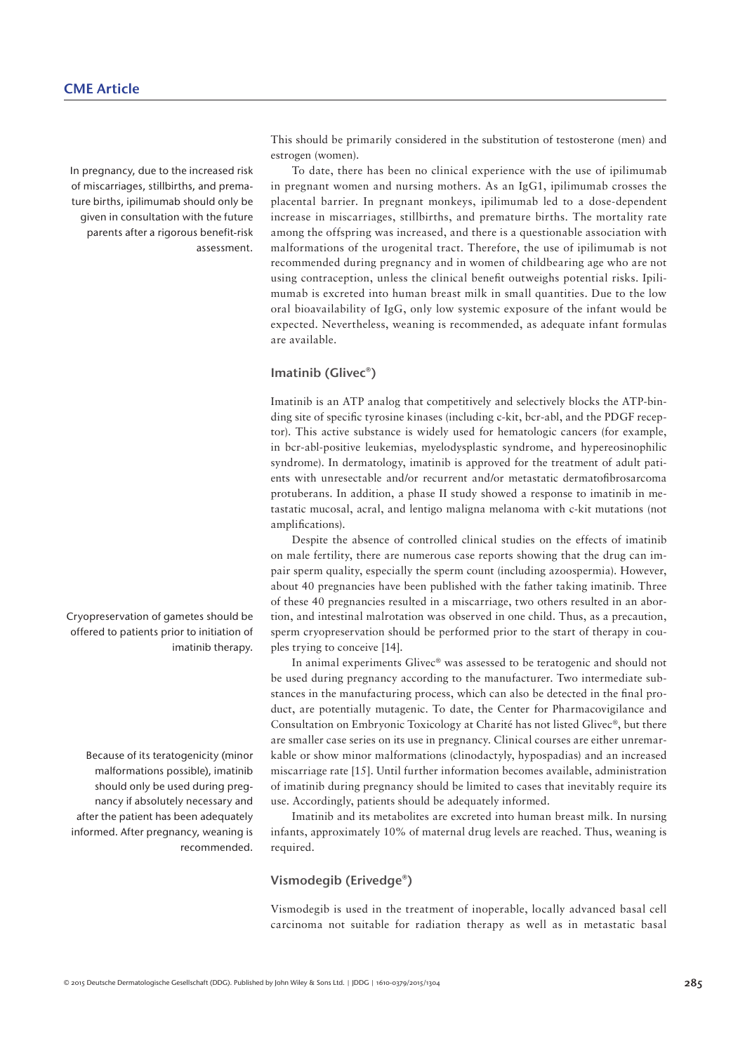This should be primarily considered in the substitution of testosterone (men) and estrogen (women).

In pregnancy, due to the increased risk of miscarriages, stillbirths, and premature births, ipilimumab should only be given in consultation with the future parents after a rigorous benefit-risk assessment.

To date, there has been no clinical experience with the use of ipilimumab in pregnant women and nursing mothers. As an IgG1, ipilimumab crosses the placental barrier. In pregnant monkeys, ipilimumab led to a dose-dependent increase in miscarriages, stillbirths, and premature births. The mortality rate among the offspring was increased, and there is a questionable association with malformations of the urogenital tract. Therefore, the use of ipilimumab is not recommended during pregnancy and in women of childbearing age who are not using contraception, unless the clinical benefit outweighs potential risks. Ipilimumab is excreted into human breast milk in small quantities. Due to the low oral bioavailability of IgG, only low systemic exposure of the infant would be expected. Nevertheless, weaning is recommended, as adequate infant formulas are available.

### Imatinib (Glivec®)

Imatinib is an ATP analog that competitively and selectively blocks the ATP-binding site of specific tyrosine kinases (including c-kit, bcr-abl, and the PDGF receptor). This active substance is widely used for hematologic cancers (for example, in bcr-abl-positive leukemias, myelodysplastic syndrome, and hypereosinophilic syndrome). In dermatology, imatinib is approved for the treatment of adult patients with unresectable and/or recurrent and/or metastatic dermatofibrosarcoma protuberans. In addition, a phase II study showed a response to imatinib in metastatic mucosal, acral, and lentigo maligna melanoma with c-kit mutations (not amplifications).

Despite the absence of controlled clinical studies on the effects of imatinib on male fertility, there are numerous case reports showing that the drug can impair sperm quality, especially the sperm count (including azoospermia). However, about 40 pregnancies have been published with the father taking imatinib. Three of these 40 pregnancies resulted in a miscarriage, two others resulted in an abortion, and intestinal malrotation was observed in one child. Thus, as a precaution, sperm cryopreservation should be performed prior to the start of therapy in couples trying to conceive [14].

Cryopreservation of gametes should be offered to patients prior to initiation of imatinib therapy.

In animal experiments Glivec® was assessed to be teratogenic and should not be used during pregnancy according to the manufacturer. Two intermediate substances in the manufacturing process, which can also be detected in the final product, are potentially mutagenic. To date, the Center for Pharmacovigilance and Consultation on Embryonic Toxicology at Charité has not listed Glivec®, but there are smaller case series on its use in pregnancy. Clinical courses are either unremarkable or show minor malformations (clinodactyly, hypospadias) and an increased miscarriage rate [15]. Until further information becomes available, administration of imatinib during pregnancy should be limited to cases that inevitably require its use. Accordingly, patients should be adequately informed.

Because of its teratogenicity (minor malformations possible), imatinib should only be used during pregnancy if absolutely necessary and after the patient has been adequately informed. After pregnancy, weaning is recommended.

Imatinib and its metabolites are excreted into human breast milk. In nursing infants, approximately 10% of maternal drug levels are reached. Thus, weaning is required.

### Vismodegib (Erivedge®)

Vismodegib is used in the treatment of inoperable, locally advanced basal cell carcinoma not suitable for radiation therapy as well as in metastatic basal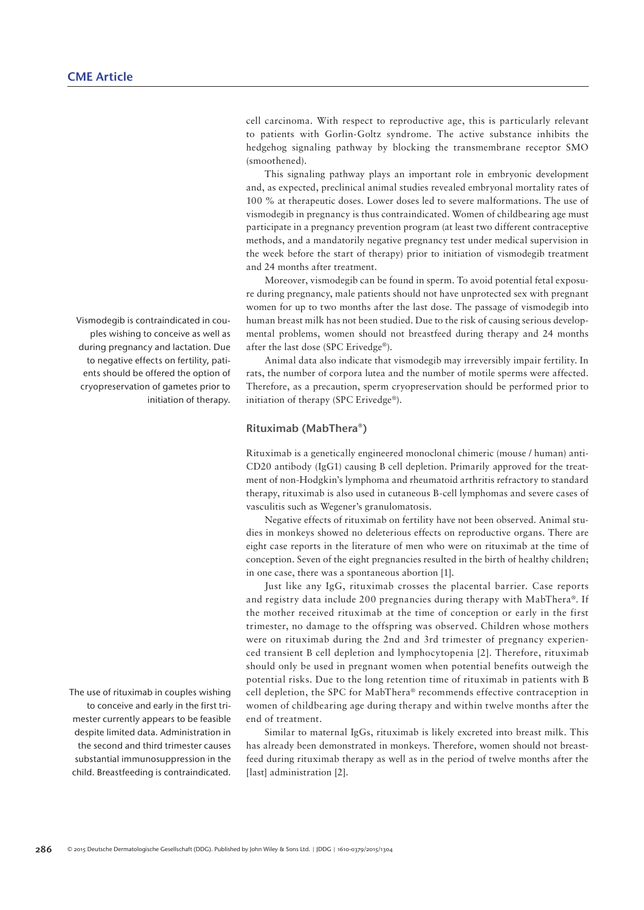cell carcinoma. With respect to reproductive age, this is particularly relevant to patients with Gorlin-Goltz syndrome. The active substance inhibits the hedgehog signaling pathway by blocking the transmembrane receptor SMO (smoothened).

This signaling pathway plays an important role in embryonic development and, as expected, preclinical animal studies revealed embryonal mortality rates of 100 % at therapeutic doses. Lower doses led to severe malformations. The use of vismodegib in pregnancy is thus contraindicated. Women of childbearing age must participate in a pregnancy prevention program (at least two different contraceptive methods, and a mandatorily negative pregnancy test under medical supervision in the week before the start of therapy) prior to initiation of vismodegib treatment and 24 months after treatment.

Moreover, vismodegib can be found in sperm. To avoid potential fetal exposure during pregnancy, male patients should not have unprotected sex with pregnant women for up to two months after the last dose. The passage of vismodegib into human breast milk has not been studied. Due to the risk of causing serious developmental problems, women should not breastfeed during therapy and 24 months after the last dose (SPC Erivedge®).

> Vismodegib is contraindicated in couples wishing to conceive as well as during pregnancy and lactation. Due to negative effects on fertility, patients should be offered the option of cryopreservation of gametes prior to initiation of therapy.

Animal data also indicate that vismodegib may irreversibly impair fertility. In rats, the number of corpora lutea and the number of motile sperms were affected. Therefore, as a precaution, sperm cryopreservation should be performed prior to initiation of therapy (SPC Erivedge®).

### Rituximab (MabThera®)

Rituximab is a genetically engineered monoclonal chimeric (mouse / human) anti-CD20 antibody (IgG1) causing B cell depletion. Primarily approved for the treatment of non-Hodgkin's lymphoma and rheumatoid arthritis refractory to standard therapy, rituximab is also used in cutaneous B-cell lymphomas and severe cases of vasculitis such as Wegener's granulomatosis.

Negative effects of rituximab on fertility have not been observed. Animal studies in monkeys showed no deleterious effects on reproductive organs. There are eight case reports in the literature of men who were on rituximab at the time of conception. Seven of the eight pregnancies resulted in the birth of healthy children; in one case, there was a spontaneous abortion [1].

Just like any IgG, rituximab crosses the placental barrier. Case reports and registry data include 200 pregnancies during therapy with MabThera®. If the mother received rituximab at the time of conception or early in the first trimester, no damage to the offspring was observed. Children whose mothers were on rituximab during the 2nd and 3rd trimester of pregnancy experienced transient B cell depletion and lymphocytopenia [2]. Therefore, rituximab should only be used in pregnant women when potential benefits outweigh the potential risks. Due to the long retention time of rituximab in patients with B cell depletion, the SPC for MabThera® recommends effective contraception in women of childbearing age during therapy and within twelve months after the end of treatment.

> The use of rituximab in couples wishing to conceive and early in the first trimester currently appears to be feasible despite limited data. Administration in the second and third trimester causes substantial immunosuppression in the child. Breastfeeding is contraindicated.

Similar to maternal IgGs, rituximab is likely excreted into breast milk. This has already been demonstrated in monkeys. Therefore, women should not breastfeed during rituximab therapy as well as in the period of twelve months after the [last] administration [2].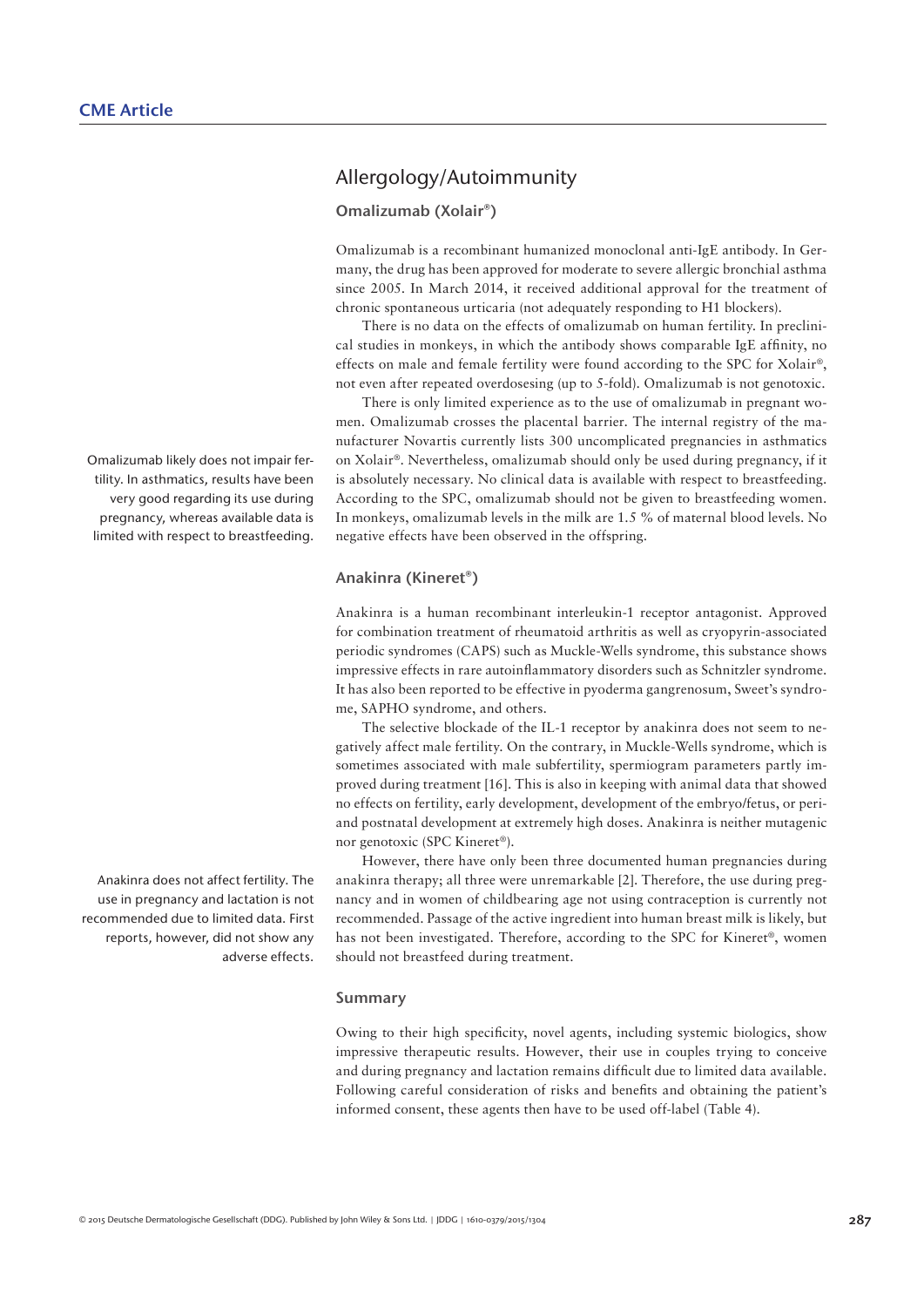## Allergology/Autoimmunity

### Omalizumab (Xolair®)

Omalizumab is a recombinant humanized monoclonal anti-IgE antibody. In Germany, the drug has been approved for moderate to severe allergic bronchial asthma since 2005. In March 2014, it received additional approval for the treatment of chronic spontaneous urticaria (not adequately responding to H1 blockers).

There is no data on the effects of omalizumab on human fertility. In preclinical studies in monkeys, in which the antibody shows comparable IgE affinity, no effects on male and female fertility were found according to the SPC for Xolair®, not even after repeated overdosesing (up to 5-fold). Omalizumab is not genotoxic.

There is only limited experience as to the use of omalizumab in pregnant women. Omalizumab crosses the placental barrier. The internal registry of the manufacturer Novartis currently lists 300 uncomplicated pregnancies in asthmatics on Xolair®. Nevertheless, omalizumab should only be used during pregnancy, if it is absolutely necessary. No clinical data is available with respect to breastfeeding. According to the SPC, omalizumab should not be given to breastfeeding women. In monkeys, omalizumab levels in the milk are 1.5 % of maternal blood levels. No negative effects have been observed in the offspring.

> Omalizumab likely does not impair fertility. In asthmatics, results have been very good regarding its use during pregnancy, whereas available data is limited with respect to breastfeeding.

### Anakinra (Kineret®)

Anakinra is a human recombinant interleukin-1 receptor antagonist. Approved for combination treatment of rheumatoid arthritis as well as cryopyrin-associated periodic syndromes (CAPS) such as Muckle-Wells syndrome, this substance shows impressive effects in rare autoinflammatory disorders such as Schnitzler syndrome. It has also been reported to be effective in pyoderma gangrenosum, Sweet's syndrome, SAPHO syndrome, and others.

The selective blockade of the IL-1 receptor by anakinra does not seem to negatively affect male fertility. On the contrary, in Muckle-Wells syndrome, which is sometimes associated with male subfertility, spermiogram parameters partly improved during treatment [16]. This is also in keeping with animal data that showed no effects on fertility, early development, development of the embryo/fetus, or peri- and postnatal development at extremely high doses. Anakinra is neither mutagenic nor genotoxic (SPC Kineret®).

However, there have only been three documented human pregnancies during anakinra therapy; all three were unremarkable [2]. Therefore, the use during pregnancy and in women of childbearing age not using contraception is currently not recommended. Passage of the active ingredient into human breast milk is likely, but has not been investigated. Therefore, according to the SPC for Kineret®, women should not breastfeed during treatment.

> Anakinra does not affect fertility. The use in pregnancy and lactation is not recommended due to limited data. First reports, however, did not show any adverse effects.

### Summary

Owing to their high specificity, novel agents, including systemic biologics, show impressive therapeutic results. However, their use in couples trying to conceive and during pregnancy and lactation remains difficult due to limited data available. Following careful consideration of risks and benefits and obtaining the patient's informed consent, these agents then have to be used off-label (Table 4).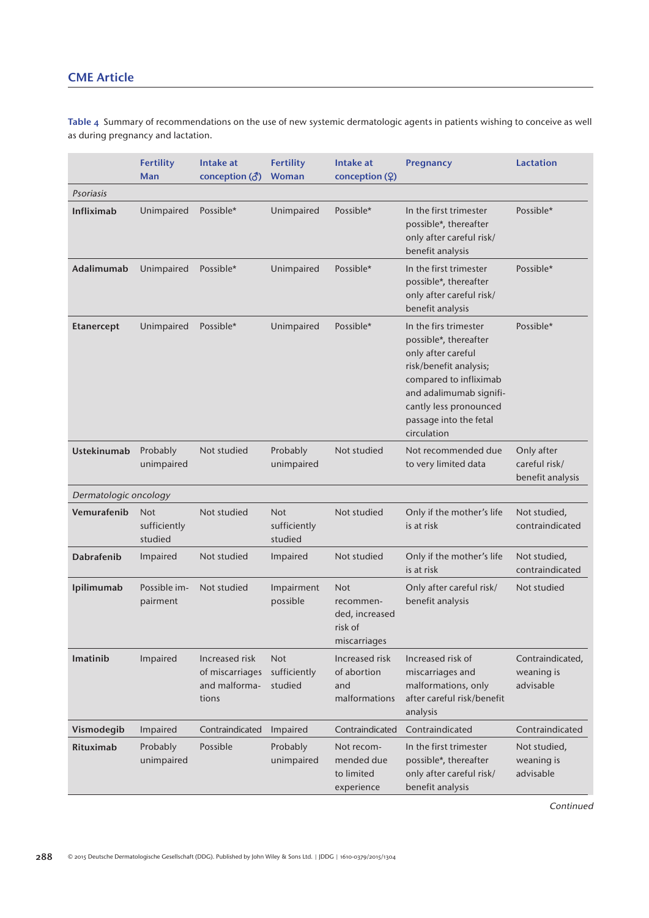**Table 4** Summary of recommendations on the use of new systemic dermatologic agents in patients wishing to conceive as well as during pregnancy and lactation.

| | Fertility Man | Intake at conception (♂) | Fertility Woman | Intake at conception (♀) | Pregnancy | Lactation |
|---|---|---|---|---|---|---|
| *Psoriasis* | | | | | | |
| **Infliximab** | Unimpaired | Possible* | Unimpaired | Possible* | In the first trimester possible*, thereafter only after careful risk/benefit analysis | Possible* |
| **Adalimumab** | Unimpaired | Possible* | Unimpaired | Possible* | In the first trimester possible*, thereafter only after careful risk/benefit analysis | Possible* |
| **Etanercept** | Unimpaired | Possible* | Unimpaired | Possible* | In the firs trimester possible*, thereafter only after careful risk/benefit analysis; compared to infliximab and adalimumab significantly less pronounced passage into the fetal circulation | Possible* |
| **Ustekinumab** | Probably unimpaired | Not studied | Probably unimpaired | Not studied | Not recommended due to very limited data | Only after careful risk/benefit analysis |
| *Dermatologic oncology* | | | | | | |
| **Vemurafenib** | Not sufficiently studied | Not studied | Not sufficiently studied | Not studied | Only if the mother's life is at risk | Not studied, contraindicated |
| **Dabrafenib** | Impaired | Not studied | Impaired | Not studied | Only if the mother's life is at risk | Not studied, contraindicated |
| **Ipilimumab** | Possible impairment | Not studied | Impairment possible | Not recommended, increased risk of miscarriages | Only after careful risk/benefit analysis | Not studied |
| **Imatinib** | Impaired | Increased risk of miscarriages and malformations | Not sufficiently studied | Increased risk of abortion and malformations | Increased risk of miscarriages and malformations, only after careful risk/benefit analysis | Contraindicated, weaning is advisable |
| **Vismodegib** | Impaired | Contraindicated | Impaired | Contraindicated | Contraindicated | Contraindicated |
| **Rituximab** | Probably unimpaired | Possible | Probably unimpaired | Not recommended due to limited experience | In the first trimester possible*, thereafter only after careful risk/benefit analysis | Not studied, weaning is advisable |

*Continued*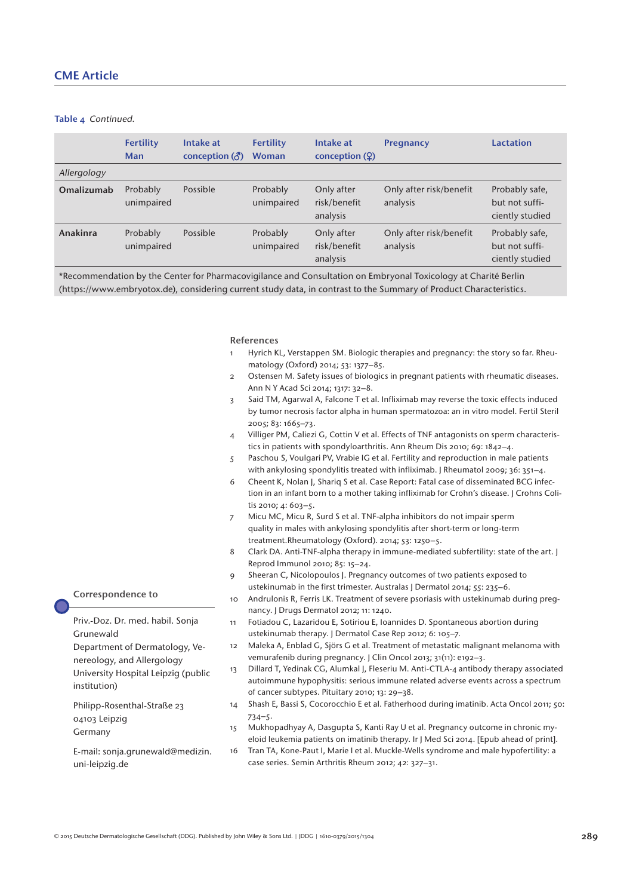**Table 4** *Continued.*

| | Fertility Man | Intake at conception (♂) | Fertility Woman | Intake at conception (♀) | Pregnancy | Lactation |
|---|---|---|---|---|---|---|
| *Allergology* | | | | | | |
| **Omalizumab** | Probably unimpaired | Possible | Probably unimpaired | Only after risk/benefit analysis | Only after risk/benefit analysis | Probably safe, but not sufficiently studied |
| **Anakinra** | Probably unimpaired | Possible | Probably unimpaired | Only after risk/benefit analysis | Only after risk/benefit analysis | Probably safe, but not sufficiently studied |

*Recommendation by the Center for Pharmacovigilance and Consultation on Embryonal Toxicology at Charité Berlin (https://www.embryotox.de), considering current study data, in contrast to the Summary of Product Characteristics.

## References

1. Hyrich KL, Verstappen SM. Biologic therapies and pregnancy: the story so far. Rheumatology (Oxford) 2014; 53: 1377–85.
2. Ostensen M. Safety issues of biologics in pregnant patients with rheumatic diseases. Ann N Y Acad Sci 2014; 1317: 32–8.
3. Said TM, Agarwal A, Falcone T et al. Infliximab may reverse the toxic effects induced by tumor necrosis factor alpha in human spermatozoa: an in vitro model. Fertil Steril 2005; 83: 1665–73.
4. Villiger PM, Caliezi G, Cottin V et al. Effects of TNF antagonists on sperm characteristics in patients with spondyloarthritis. Ann Rheum Dis 2010; 69: 1842–4.
5. Paschou S, Voulgari PV, Vrabie IG et al. Fertility and reproduction in male patients with ankylosing spondylitis treated with infliximab. J Rheumatol 2009; 36: 351–4.
6. Cheent K, Nolan J, Shariq S et al. Case Report: Fatal case of disseminated BCG infection in an infant born to a mother taking infliximab for Crohn's disease. J Crohns Colitis 2010; 4: 603–5.
7. Micu MC, Micu R, Surd S et al. TNF-alpha inhibitors do not impair sperm quality in males with ankylosing spondylitis after short-term or long-term treatment.Rheumatology (Oxford). 2014; 53: 1250–5.
8. Clark DA. Anti-TNF-alpha therapy in immune-mediated subfertility: state of the art. J Reprod Immunol 2010; 85: 15–24.
9. Sheeran C, Nicolopoulos J. Pregnancy outcomes of two patients exposed to ustekinumab in the first trimester. Australas J Dermatol 2014; 55: 235–6.
10. Andrulonis R, Ferris LK. Treatment of severe psoriasis with ustekinumab during pregnancy. J Drugs Dermatol 2012; 11: 1240.
11. Fotiadou C, Lazaridou E, Sotiriou E, Ioannides D. Spontaneous abortion during ustekinumab therapy. J Dermatol Case Rep 2012; 6: 105–7.
12. Maleka A, Enblad G, Sjörs G et al. Treatment of metastatic malignant melanoma with vemurafenib during pregnancy. J Clin Oncol 2013; 31(11): e192–3.
13. Dillard T, Yedinak CG, Alumkal J, Fleseriu M. Anti-CTLA-4 antibody therapy associated autoimmune hypophysitis: serious immune related adverse events across a spectrum of cancer subtypes. Pituitary 2010; 13: 29–38.
14. Shash E, Bassi S, Cocorocchio E et al. Fatherhood during imatinib. Acta Oncol 2011; 50: 734–5.
15. Mukhopadhyay A, Dasgupta S, Kanti Ray U et al. Pregnancy outcome in chronic myeloid leukemia patients on imatinib therapy. Ir J Med Sci 2014. [Epub ahead of print].
16. Tran TA, Kone-Paut I, Marie I et al. Muckle-Wells syndrome and male hypofertility: a case series. Semin Arthritis Rheum 2012; 42: 327–31.

**Correspondence to**

Priv.-Doz. Dr. med. habil. Sonja Grunewald
Department of Dermatology, Venereology, and Allergology
University Hospital Leipzig (public institution)

Philipp-Rosenthal-Straße 23
04103 Leipzig
Germany

E-mail: sonja.grunewald@medizin.uni-leipzig.de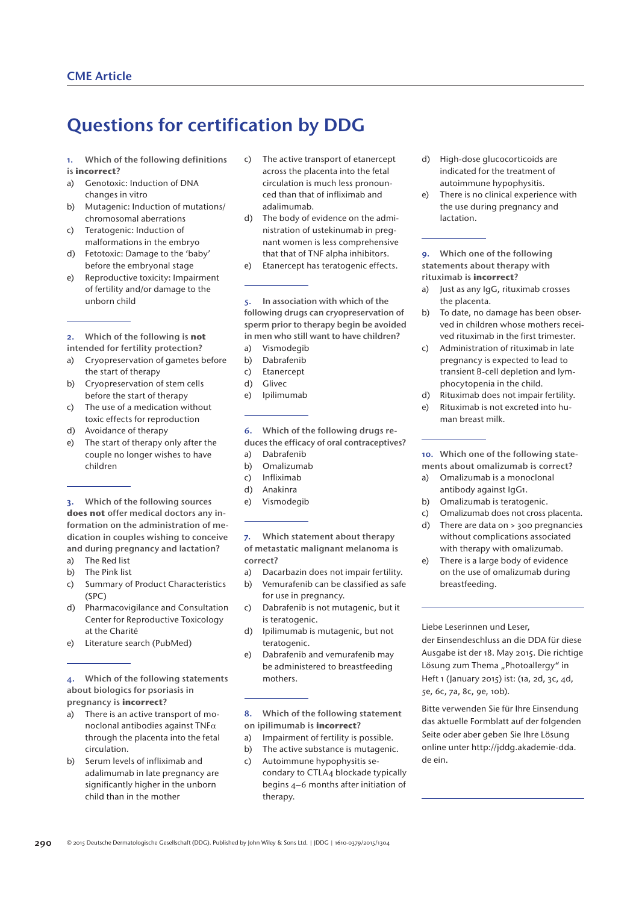# Questions for certification by DDG

**1. Which of the following definitions is incorrect?**

a) Genotoxic: Induction of DNA changes in vitro
b) Mutagenic: Induction of mutations/ chromosomal aberrations
c) Teratogenic: Induction of malformations in the embryo
d) Fetotoxic: Damage to the 'baby' before the embryonal stage
e) Reproductive toxicity: Impairment of fertility and/or damage to the unborn child

**2. Which of the following is not intended for fertility protection?**

a) Cryopreservation of gametes before the start of therapy
b) Cryopreservation of stem cells before the start of therapy
c) The use of a medication without toxic effects for reproduction
d) Avoidance of therapy
e) The start of therapy only after the couple no longer wishes to have children

**3. Which of the following sources does not offer medical doctors any information on the administration of medication in couples wishing to conceive and during pregnancy and lactation?**

a) The Red list
b) The Pink list
c) Summary of Product Characteristics (SPC)
d) Pharmacovigilance and Consultation Center for Reproductive Toxicology at the Charité
e) Literature search (PubMed)

**4. Which of the following statements about biologics for psoriasis in pregnancy is incorrect?**

a) There is an active transport of monoclonal antibodies against TNFα through the placenta into the fetal circulation.
b) Serum levels of infliximab and adalimumab in late pregnancy are significantly higher in the unborn child than in the mother
c) The active transport of etanercept across the placenta into the fetal circulation is much less pronounced than that of infliximab and adalimumab.
d) The body of evidence on the administration of ustekinumab in pregnant women is less comprehensive that that of TNF alpha inhibitors.
e) Etanercept has teratogenic effects.

**5. In association with which of the following drugs can cryopreservation of sperm prior to therapy begin be avoided in men who still want to have children?**

a) Vismodegib
b) Dabrafenib
c) Etanercept
d) Glivec
e) Ipilimumab

**6. Which of the following drugs reduces the efficacy of oral contraceptives?**

a) Dabrafenib
b) Omalizumab
c) Infliximab
d) Anakinra
e) Vismodegib

**7. Which statement about therapy of metastatic malignant melanoma is correct?**

a) Dacarbazin does not impair fertility.
b) Vemurafenib can be classified as safe for use in pregnancy.
c) Dabrafenib is not mutagenic, but it is teratogenic.
d) Ipilimumab is mutagenic, but not teratogenic.
e) Dabrafenib and vemurafenib may be administered to breastfeeding mothers.

**8. Which of the following statement on ipilimumab is incorrect?**

a) Impairment of fertility is possible.
b) The active substance is mutagenic.
c) Autoimmune hypophysitis secondary to CTLA4 blockade typically begins 4–6 months after initiation of therapy.
d) High-dose glucocorticoids are indicated for the treatment of autoimmune hypophysitis.
e) There is no clinical experience with the use during pregnancy and lactation.

**9. Which one of the following statements about therapy with rituximab is incorrect?**

a) Just as any IgG, rituximab crosses the placenta.
b) To date, no damage has been observed in children whose mothers received rituximab in the first trimester.
c) Administration of rituximab in late pregnancy is expected to lead to transient B-cell depletion and lymphocytopenia in the child.
d) Rituximab does not impair fertility.
e) Rituximab is not excreted into human breast milk.

**10. Which one of the following statements about omalizumab is correct?**

a) Omalizumab is a monoclonal antibody against IgG1.
b) Omalizumab is teratogenic.
c) Omalizumab does not cross placenta.
d) There are data on > 300 pregnancies without complications associated with therapy with omalizumab.
e) There is a large body of evidence on the use of omalizumab during breastfeeding.

Liebe Leserinnen und Leser,
der Einsendeschluss an die DDA für diese Ausgabe ist der 18. May 2015. Die richtige Lösung zum Thema „Photoallergy" in Heft 1 (January 2015) ist: (1a, 2d, 3c, 4d, 5e, 6c, 7a, 8c, 9e, 10b).

Bitte verwenden Sie für Ihre Einsendung das aktuelle Formblatt auf der folgenden Seite oder aber geben Sie Ihre Lösung online unter http://jddg.akademie-dda.de ein.